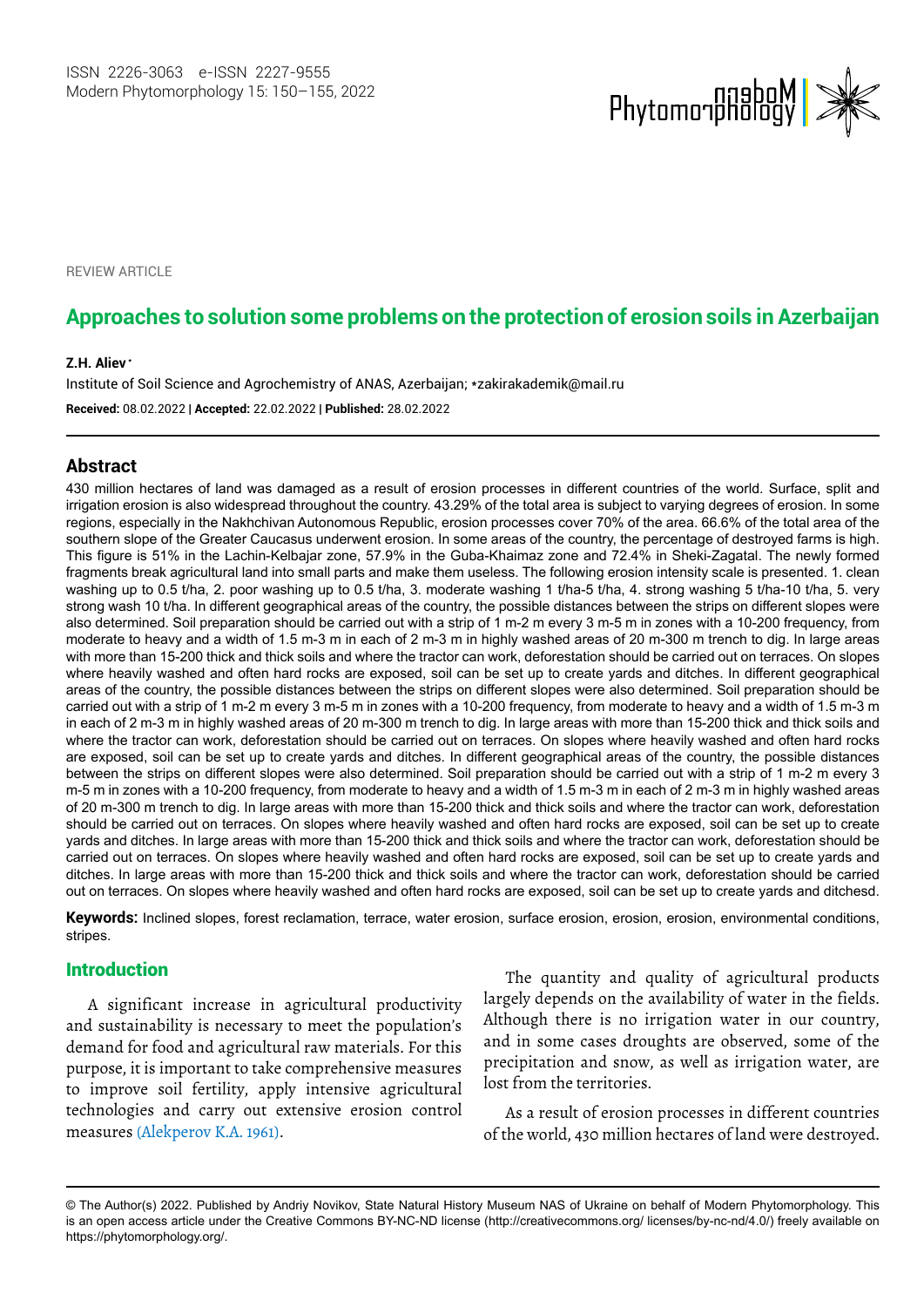REVIEW ARTICLE

# Approaches to solution some problems on the protection of erosion soils in Azerbaijan

**Z.H. Aliev***

Institute of Soil Science and Agrochemistry of ANAS, Azerbaijan; *zakirakademik@mail.ru

**Received:** 08.02.2022 | **Accepted:** 22.02.2022 | **Published:** 28.02.2022

## Abstract

430 million hectares of land was damaged as a result of erosion processes in different countries of the world. Surface, split and irrigation erosion is also widespread throughout the country. 43.29% of the total area is subject to varying degrees of erosion. In some regions, especially in the Nakhchivan Autonomous Republic, erosion processes cover 70% of the area. 66.6% of the total area of the southern slope of the Greater Caucasus underwent erosion. In some areas of the country, the percentage of destroyed farms is high. This figure is 51% in the Lachin-Kelbajar zone, 57.9% in the Guba-Khaimaz zone and 72.4% in Sheki-Zagatal. The newly formed fragments break agricultural land into small parts and make them useless. The following erosion intensity scale is presented. 1. clean washing up to 0.5 t/ha, 2. poor washing up to 0.5 t/ha, 3. moderate washing 1 t/ha-5 t/ha, 4. strong washing 5 t/ha-10 t/ha, 5. very strong wash 10 t/ha. In different geographical areas of the country, the possible distances between the strips on different slopes were also determined. Soil preparation should be carried out with a strip of 1 m-2 m every 3 m-5 m in zones with a 10-200 frequency, from moderate to heavy and a width of 1.5 m-3 m in each of 2 m-3 m in highly washed areas of 20 m-300 m trench to dig. In large areas with more than 15-200 thick and thick soils and where the tractor can work, deforestation should be carried out on terraces. On slopes where heavily washed and often hard rocks are exposed, soil can be set up to create yards and ditches. In different geographical areas of the country, the possible distances between the strips on different slopes were also determined. Soil preparation should be carried out with a strip of 1 m-2 m every 3 m-5 m in zones with a 10-200 frequency, from moderate to heavy and a width of 1.5 m-3 m in each of 2 m-3 m in highly washed areas of 20 m-300 m trench to dig. In large areas with more than 15-200 thick and thick soils and where the tractor can work, deforestation should be carried out on terraces. On slopes where heavily washed and often hard rocks are exposed, soil can be set up to create yards and ditches. In different geographical areas of the country, the possible distances between the strips on different slopes were also determined. Soil preparation should be carried out with a strip of 1 m-2 m every 3 m-5 m in zones with a 10-200 frequency, from moderate to heavy and a width of 1.5 m-3 m in each of 2 m-3 m in highly washed areas of 20 m-300 m trench to dig. In large areas with more than 15-200 thick and thick soils and where the tractor can work, deforestation should be carried out on terraces. On slopes where heavily washed and often hard rocks are exposed, soil can be set up to create yards and ditches. In large areas with more than 15-200 thick and thick soils and where the tractor can work, deforestation should be carried out on terraces. On slopes where heavily washed and often hard rocks are exposed, soil can be set up to create yards and ditches. In large areas with more than 15-200 thick and thick soils and where the tractor can work, deforestation should be carried out on terraces. On slopes where heavily washed and often hard rocks are exposed, soil can be set up to create yards and ditchesd.

**Keywords:** Inclined slopes, forest reclamation, terrace, water erosion, surface erosion, erosion, erosion, environmental conditions, stripes.

## Introduction

A significant increase in agricultural productivity and sustainability is necessary to meet the population's demand for food and agricultural raw materials. For this purpose, it is important to take comprehensive measures to improve soil fertility, apply intensive agricultural technologies and carry out extensive erosion control measures (Alekperov K.A. 1961).

The quantity and quality of agricultural products largely depends on the availability of water in the fields. Although there is no irrigation water in our country, and in some cases droughts are observed, some of the precipitation and snow, as well as irrigation water, are lost from the territories.

As a result of erosion processes in different countries of the world, 430 million hectares of land were destroyed.

© The Author(s) 2022. Published by Andriy Novikov, State Natural History Museum NAS of Ukraine on behalf of Modern Phytomorphology. This is an open access article under the Creative Commons BY-NC-ND license (http://creativecommons.org/ licenses/by-nc-nd/4.0/) freely available on https://phytomorphology.org/.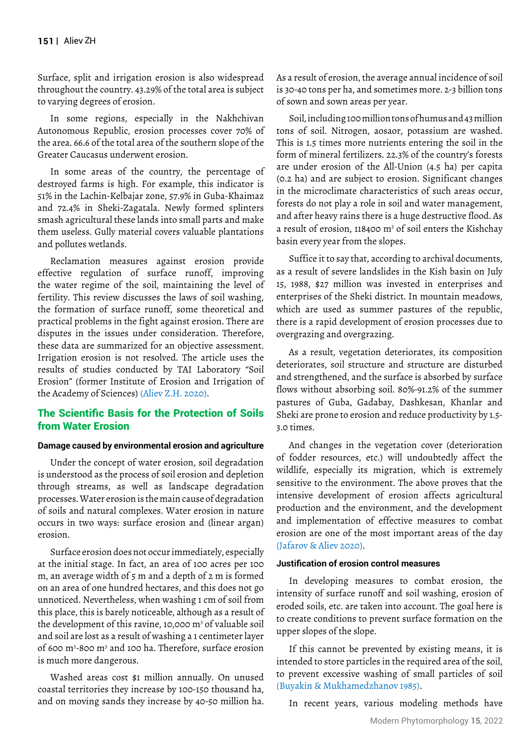Surface, split and irrigation erosion is also widespread throughout the country. 43.29% of the total area is subject to varying degrees of erosion.

In some regions, especially in the Nakhchivan Autonomous Republic, erosion processes cover 70% of the area. 66.6 of the total area of the southern slope of the Greater Caucasus underwent erosion.

In some areas of the country, the percentage of destroyed farms is high. For example, this indicator is 51% in the Lachin-Kelbajar zone, 57.9% in Guba-Khaimaz and 72.4% in Sheki-Zagatala. Newly formed splinters smash agricultural these lands into small parts and make them useless. Gully material covers valuable plantations and pollutes wetlands.

Reclamation measures against erosion provide effective regulation of surface runoff, improving the water regime of the soil, maintaining the level of fertility. This review discusses the laws of soil washing, the formation of surface runoff, some theoretical and practical problems in the fight against erosion. There are disputes in the issues under consideration. Therefore, these data are summarized for an objective assessment. Irrigation erosion is not resolved. The article uses the results of studies conducted by TAI Laboratory "Soil Erosion" (former Institute of Erosion and Irrigation of the Academy of Sciences) (Aliev Z.H. 2020).

## The Scientific Basis for the Protection of Soils from Water Erosion

### Damage caused by environmental erosion and agriculture

Under the concept of water erosion, soil degradation is understood as the process of soil erosion and depletion through streams, as well as landscape degradation processes. Water erosion is the main cause of degradation of soils and natural complexes. Water erosion in nature occurs in two ways: surface erosion and (linear argan) erosion.

Surface erosion does not occur immediately, especially at the initial stage. In fact, an area of 100 acres per 100 m, an average width of 5 m and a depth of 2 m is formed on an area of one hundred hectares, and this does not go unnoticed. Nevertheless, when washing 1 cm of soil from this place, this is barely noticeable, although as a result of the development of this ravine, 10,000 m$^3$ of valuable soil and soil are lost as a result of washing a 1 centimeter layer of 600 m$^3$-800 m$^3$ and 100 ha. Therefore, surface erosion is much more dangerous.

Washed areas cost $1 million annually. On unused coastal territories they increase by 100-150 thousand ha, and on moving sands they increase by 40-50 million ha.

As a result of erosion, the average annual incidence of soil is 30-40 tons per ha, and sometimes more. 2-3 billion tons of sown and sown areas per year.

Soil, including 100 million tons of humus and 43 million tons of soil. Nitrogen, aosaor, potassium are washed. This is 1.5 times more nutrients entering the soil in the form of mineral fertilizers. 22.3% of the country's forests are under erosion of the All-Union (4.5 ha) per capita (0.2 ha) and are subject to erosion. Significant changes in the microclimate characteristics of such areas occur, forests do not play a role in soil and water management, and after heavy rains there is a huge destructive flood. As a result of erosion, 118400 m$^3$ of soil enters the Kishchay basin every year from the slopes.

Suffice it to say that, according to archival documents, as a result of severe landslides in the Kish basin on July 15, 1988, $27 million was invested in enterprises and enterprises of the Sheki district. In mountain meadows, which are used as summer pastures of the republic, there is a rapid development of erosion processes due to overgrazing and overgrazing.

As a result, vegetation deteriorates, its composition deteriorates, soil structure and structure are disturbed and strengthened, and the surface is absorbed by surface flows without absorbing soil. 80%-91.2% of the summer pastures of Guba, Gadabay, Dashkesan, Khanlar and Sheki are prone to erosion and reduce productivity by 1.5-3.0 times.

And changes in the vegetation cover (deterioration of fodder resources, etc.) will undoubtedly affect the wildlife, especially its migration, which is extremely sensitive to the environment. The above proves that the intensive development of erosion affects agricultural production and the environment, and the development and implementation of effective measures to combat erosion are one of the most important areas of the day (Jafarov & Aliev 2020).

### Justification of erosion control measures

In developing measures to combat erosion, the intensity of surface runoff and soil washing, erosion of eroded soils, etc. are taken into account. The goal here is to create conditions to prevent surface formation on the upper slopes of the slope.

If this cannot be prevented by existing means, it is intended to store particles in the required area of the soil, to prevent excessive washing of small particles of soil (Buyakin & Mukhamedzhanov 1985).

In recent years, various modeling methods have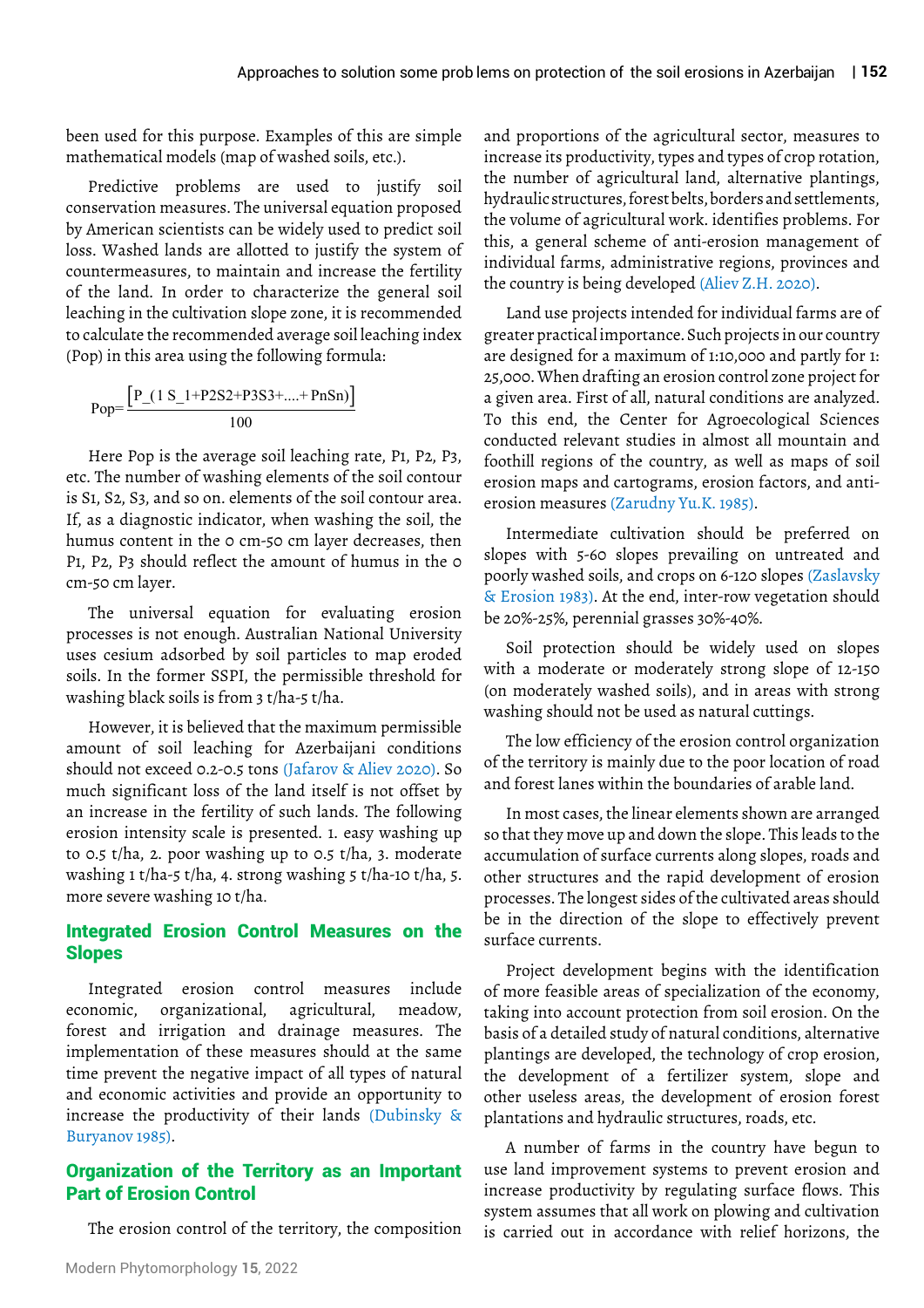been used for this purpose. Examples of this are simple mathematical models (map of washed soils, etc.).

Predictive problems are used to justify soil conservation measures. The universal equation proposed by American scientists can be widely used to predict soil loss. Washed lands are allotted to justify the system of countermeasures, to maintain and increase the fertility of the land. In order to characterize the general soil leaching in the cultivation slope zone, it is recommended to calculate the recommended average soil leaching index (Pop) in this area using the following formula:

$$\text{Pop}=\frac{\left[P\_(1\ S\_1+P2S2+P3S3+....+PnSn)\right]}{100}$$

Here Pop is the average soil leaching rate, P1, P2, P3, etc. The number of washing elements of the soil contour is S1, S2, S3, and so on. elements of the soil contour area. If, as a diagnostic indicator, when washing the soil, the humus content in the 0 cm-50 cm layer decreases, then P1, P2, P3 should reflect the amount of humus in the 0 cm-50 cm layer.

The universal equation for evaluating erosion processes is not enough. Australian National University uses cesium adsorbed by soil particles to map eroded soils. In the former SSPI, the permissible threshold for washing black soils is from 3 t/ha-5 t/ha.

However, it is believed that the maximum permissible amount of soil leaching for Azerbaijani conditions should not exceed 0.2-0.5 tons (Jafarov & Aliev 2020). So much significant loss of the land itself is not offset by an increase in the fertility of such lands. The following erosion intensity scale is presented. 1. easy washing up to 0.5 t/ha, 2. poor washing up to 0.5 t/ha, 3. moderate washing 1 t/ha-5 t/ha, 4. strong washing 5 t/ha-10 t/ha, 5. more severe washing 10 t/ha.

## Integrated Erosion Control Measures on the Slopes

Integrated erosion control measures include economic, organizational, agricultural, meadow, forest and irrigation and drainage measures. The implementation of these measures should at the same time prevent the negative impact of all types of natural and economic activities and provide an opportunity to increase the productivity of their lands (Dubinsky & Buryanov 1985).

## Organization of the Territory as an Important Part of Erosion Control

The erosion control of the territory, the composition and proportions of the agricultural sector, measures to increase its productivity, types and types of crop rotation, the number of agricultural land, alternative plantings, hydraulic structures, forest belts, borders and settlements, the volume of agricultural work. identifies problems. For this, a general scheme of anti-erosion management of individual farms, administrative regions, provinces and the country is being developed (Aliev Z.H. 2020).

Land use projects intended for individual farms are of greater practical importance. Such projects in our country are designed for a maximum of 1:10,000 and partly for 1: 25,000. When drafting an erosion control zone project for a given area. First of all, natural conditions are analyzed. To this end, the Center for Agroecological Sciences conducted relevant studies in almost all mountain and foothill regions of the country, as well as maps of soil erosion maps and cartograms, erosion factors, and anti-erosion measures (Zarudny Yu.K. 1985).

Intermediate cultivation should be preferred on slopes with 5-60 slopes prevailing on untreated and poorly washed soils, and crops on 6-120 slopes (Zaslavsky & Erosion 1983). At the end, inter-row vegetation should be 20%-25%, perennial grasses 30%-40%.

Soil protection should be widely used on slopes with a moderate or moderately strong slope of 12-150 (on moderately washed soils), and in areas with strong washing should not be used as natural cuttings.

The low efficiency of the erosion control organization of the territory is mainly due to the poor location of road and forest lanes within the boundaries of arable land.

In most cases, the linear elements shown are arranged so that they move up and down the slope. This leads to the accumulation of surface currents along slopes, roads and other structures and the rapid development of erosion processes. The longest sides of the cultivated areas should be in the direction of the slope to effectively prevent surface currents.

Project development begins with the identification of more feasible areas of specialization of the economy, taking into account protection from soil erosion. On the basis of a detailed study of natural conditions, alternative plantings are developed, the technology of crop erosion, the development of a fertilizer system, slope and other useless areas, the development of erosion forest plantations and hydraulic structures, roads, etc.

A number of farms in the country have begun to use land improvement systems to prevent erosion and increase productivity by regulating surface flows. This system assumes that all work on plowing and cultivation is carried out in accordance with relief horizons, the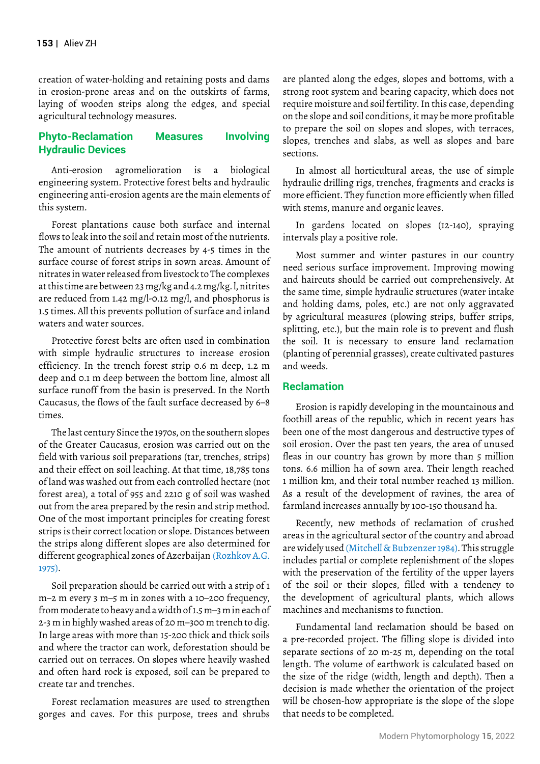creation of water-holding and retaining posts and dams in erosion-prone areas and on the outskirts of farms, laying of wooden strips along the edges, and special agricultural technology measures.

## Phyto-Reclamation Measures Involving Hydraulic Devices

Anti-erosion agromelioration is a biological engineering system. Protective forest belts and hydraulic engineering anti-erosion agents are the main elements of this system.

Forest plantations cause both surface and internal flows to leak into the soil and retain most of the nutrients. The amount of nutrients decreases by 4-5 times in the surface course of forest strips in sown areas. Amount of nitrates in water released from livestock to The complexes at this time are between 23 mg/kg and 4.2 mg/kg. l, nitrites are reduced from 1.42 mg/l-0.12 mg/l, and phosphorus is 1.5 times. All this prevents pollution of surface and inland waters and water sources.

Protective forest belts are often used in combination with simple hydraulic structures to increase erosion efficiency. In the trench forest strip 0.6 m deep, 1.2 m deep and 0.1 m deep between the bottom line, almost all surface runoff from the basin is preserved. In the North Caucasus, the flows of the fault surface decreased by 6–8 times.

The last century Since the 1970s, on the southern slopes of the Greater Caucasus, erosion was carried out on the field with various soil preparations (tar, trenches, strips) and their effect on soil leaching. At that time, 18,785 tons of land was washed out from each controlled hectare (not forest area), a total of 955 and 2210 g of soil was washed out from the area prepared by the resin and strip method. One of the most important principles for creating forest strips is their correct location or slope. Distances between the strips along different slopes are also determined for different geographical zones of Azerbaijan (Rozhkov A.G. 1975).

Soil preparation should be carried out with a strip of 1 m–2 m every 3 m–5 m in zones with a 10–200 frequency, from moderate to heavy and a width of 1.5 m–3 m in each of 2-3 m in highly washed areas of 20 m–300 m trench to dig. In large areas with more than 15-200 thick and thick soils and where the tractor can work, deforestation should be carried out on terraces. On slopes where heavily washed and often hard rock is exposed, soil can be prepared to create tar and trenches.

Forest reclamation measures are used to strengthen gorges and caves. For this purpose, trees and shrubs are planted along the edges, slopes and bottoms, with a strong root system and bearing capacity, which does not require moisture and soil fertility. In this case, depending on the slope and soil conditions, it may be more profitable to prepare the soil on slopes and slopes, with terraces, slopes, trenches and slabs, as well as slopes and bare sections.

In almost all horticultural areas, the use of simple hydraulic drilling rigs, trenches, fragments and cracks is more efficient. They function more efficiently when filled with stems, manure and organic leaves.

In gardens located on slopes (12-140), spraying intervals play a positive role.

Most summer and winter pastures in our country need serious surface improvement. Improving mowing and haircuts should be carried out comprehensively. At the same time, simple hydraulic structures (water intake and holding dams, poles, etc.) are not only aggravated by agricultural measures (plowing strips, buffer strips, splitting, etc.), but the main role is to prevent and flush the soil. It is necessary to ensure land reclamation (planting of perennial grasses), create cultivated pastures and weeds.

## Reclamation

Erosion is rapidly developing in the mountainous and foothill areas of the republic, which in recent years has been one of the most dangerous and destructive types of soil erosion. Over the past ten years, the area of unused fleas in our country has grown by more than 5 million tons. 6.6 million ha of sown area. Their length reached 1 million km, and their total number reached 13 million. As a result of the development of ravines, the area of farmland increases annually by 100-150 thousand ha.

Recently, new methods of reclamation of crushed areas in the agricultural sector of the country and abroad are widely used (Mitchell & Bubzenzer 1984). This struggle includes partial or complete replenishment of the slopes with the preservation of the fertility of the upper layers of the soil or their slopes, filled with a tendency to the development of agricultural plants, which allows machines and mechanisms to function.

Fundamental land reclamation should be based on a pre-recorded project. The filling slope is divided into separate sections of 20 m-25 m, depending on the total length. The volume of earthwork is calculated based on the size of the ridge (width, length and depth). Then a decision is made whether the orientation of the project will be chosen-how appropriate is the slope of the slope that needs to be completed.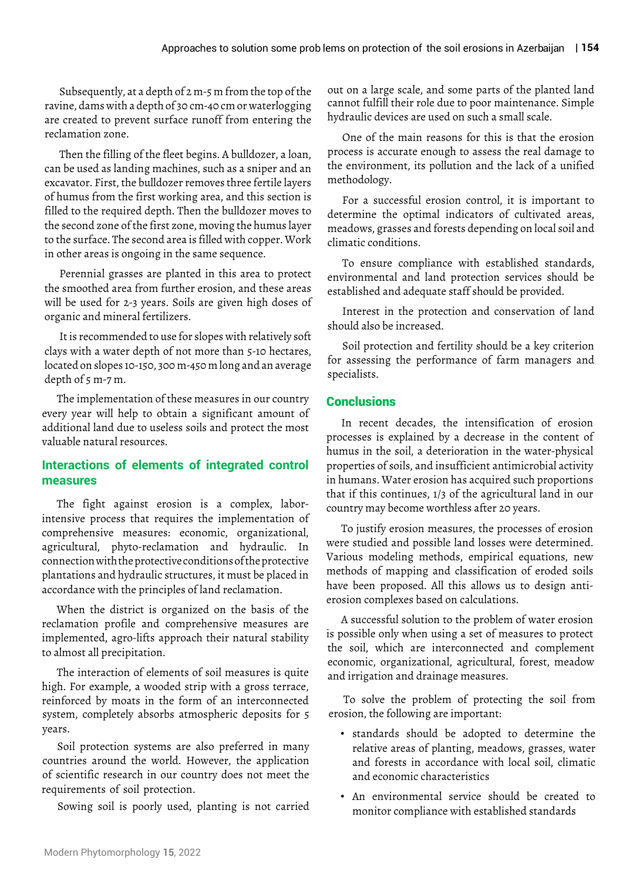Subsequently, at a depth of 2 m-5 m from the top of the ravine, dams with a depth of 30 cm-40 cm or waterlogging are created to prevent surface runoff from entering the reclamation zone.

Then the filling of the fleet begins. A bulldozer, a loan, can be used as landing machines, such as a sniper and an excavator. First, the bulldozer removes three fertile layers of humus from the first working area, and this section is filled to the required depth. Then the bulldozer moves to the second zone of the first zone, moving the humus layer to the surface. The second area is filled with copper. Work in other areas is ongoing in the same sequence.

Perennial grasses are planted in this area to protect the smoothed area from further erosion, and these areas will be used for 2-3 years. Soils are given high doses of organic and mineral fertilizers.

It is recommended to use for slopes with relatively soft clays with a water depth of not more than 5-10 hectares, located on slopes 10-150, 300 m-450 m long and an average depth of 5 m-7 m.

The implementation of these measures in our country every year will help to obtain a significant amount of additional land due to useless soils and protect the most valuable natural resources.

## Interactions of elements of integrated control measures

The fight against erosion is a complex, labor-intensive process that requires the implementation of comprehensive measures: economic, organizational, agricultural, phyto-reclamation and hydraulic. In connection with the protective conditions of the protective plantations and hydraulic structures, it must be placed in accordance with the principles of land reclamation.

When the district is organized on the basis of the reclamation profile and comprehensive measures are implemented, agro-lifts approach their natural stability to almost all precipitation.

The interaction of elements of soil measures is quite high. For example, a wooded strip with a gross terrace, reinforced by moats in the form of an interconnected system, completely absorbs atmospheric deposits for 5 years.

Soil protection systems are also preferred in many countries around the world. However, the application of scientific research in our country does not meet the requirements of soil protection.

Sowing soil is poorly used, planting is not carried out on a large scale, and some parts of the planted land cannot fulfill their role due to poor maintenance. Simple hydraulic devices are used on such a small scale.

One of the main reasons for this is that the erosion process is accurate enough to assess the real damage to the environment, its pollution and the lack of a unified methodology.

For a successful erosion control, it is important to determine the optimal indicators of cultivated areas, meadows, grasses and forests depending on local soil and climatic conditions.

To ensure compliance with established standards, environmental and land protection services should be established and adequate staff should be provided.

Interest in the protection and conservation of land should also be increased.

Soil protection and fertility should be a key criterion for assessing the performance of farm managers and specialists.

## Conclusions

In recent decades, the intensification of erosion processes is explained by a decrease in the content of humus in the soil, a deterioration in the water-physical properties of soils, and insufficient antimicrobial activity in humans. Water erosion has acquired such proportions that if this continues, 1/3 of the agricultural land in our country may become worthless after 20 years.

To justify erosion measures, the processes of erosion were studied and possible land losses were determined. Various modeling methods, empirical equations, new methods of mapping and classification of eroded soils have been proposed. All this allows us to design anti-erosion complexes based on calculations.

A successful solution to the problem of water erosion is possible only when using a set of measures to protect the soil, which are interconnected and complement economic, organizational, agricultural, forest, meadow and irrigation and drainage measures.

To solve the problem of protecting the soil from erosion, the following are important:

- standards should be adopted to determine the relative areas of planting, meadows, grasses, water and forests in accordance with local soil, climatic and economic characteristics
- An environmental service should be created to monitor compliance with established standards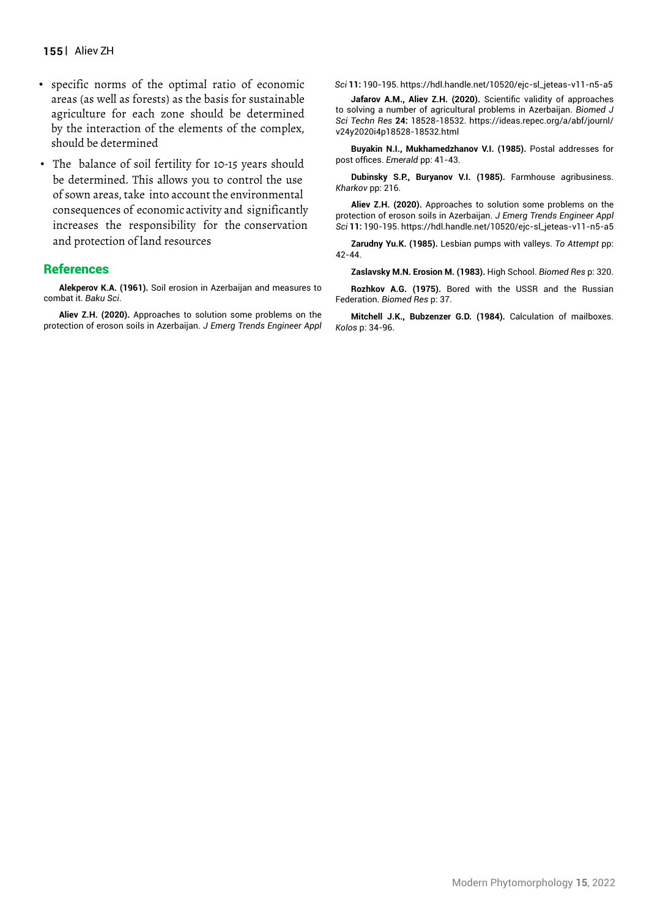- specific norms of the optimal ratio of economic areas (as well as forests) as the basis for sustainable agriculture for each zone should be determined by the interaction of the elements of the complex, should be determined
- The balance of soil fertility for 10-15 years should be determined. This allows you to control the use of sown areas, take into account the environmental consequences of economic activity and significantly increases the responsibility for the conservation and protection of land resources

## References

**Alekperov K.A. (1961).** Soil erosion in Azerbaijan and measures to combat it. *Baku Sci*.

**Aliev Z.H. (2020).** Approaches to solution some problems on the protection of eroson soils in Azerbaijan. *J Emerg Trends Engineer Appl Sci* **11:** 190-195. https://hdl.handle.net/10520/ejc-sl_jeteas-v11-n5-a5

**Jafarov A.M., Aliev Z.H. (2020).** Scientific validity of approaches to solving a number of agricultural problems in Azerbaijan. *Biomed J Sci Techn Res* **24:** 18528-18532. https://ideas.repec.org/a/abf/journl/v24y2020i4p18528-18532.html

**Buyakin N.I., Mukhamedzhanov V.I. (1985).** Postal addresses for post offices. *Emerald* pp: 41-43.

**Dubinsky S.P., Buryanov V.I. (1985).** Farmhouse agribusiness. *Kharkov* pp: 216.

**Aliev Z.H. (2020).** Approaches to solution some problems on the protection of eroson soils in Azerbaijan. *J Emerg Trends Engineer Appl Sci* **11:** 190-195. https://hdl.handle.net/10520/ejc-sl_jeteas-v11-n5-a5

**Zarudny Yu.K. (1985).** Lesbian pumps with valleys. *To Attempt* pp: 42-44.

**Zaslavsky M.N. Erosion M. (1983).** High School. *Biomed Res* p: 320.

**Rozhkov A.G. (1975).** Bored with the USSR and the Russian Federation. *Biomed Res* p: 37.

**Mitchell J.K., Bubzenzer G.D. (1984).** Calculation of mailboxes. *Kolos* p: 34-96.